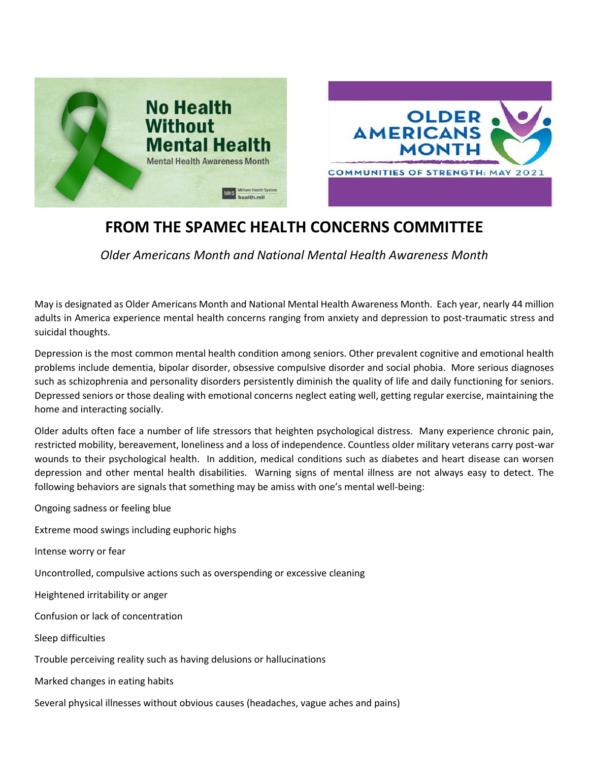# FROM THE SPAMEC HEALTH CONCERNS COMMITTEE

*Older Americans Month and National Mental Health Awareness Month*

May is designated as Older Americans Month and National Mental Health Awareness Month. Each year, nearly 44 million adults in America experience mental health concerns ranging from anxiety and depression to post-traumatic stress and suicidal thoughts.

Depression is the most common mental health condition among seniors. Other prevalent cognitive and emotional health problems include dementia, bipolar disorder, obsessive compulsive disorder and social phobia. More serious diagnoses such as schizophrenia and personality disorders persistently diminish the quality of life and daily functioning for seniors. Depressed seniors or those dealing with emotional concerns neglect eating well, getting regular exercise, maintaining the home and interacting socially.

Older adults often face a number of life stressors that heighten psychological distress. Many experience chronic pain, restricted mobility, bereavement, loneliness and a loss of independence. Countless older military veterans carry post-war wounds to their psychological health. In addition, medical conditions such as diabetes and heart disease can worsen depression and other mental health disabilities. Warning signs of mental illness are not always easy to detect. The following behaviors are signals that something may be amiss with one's mental well-being:

Ongoing sadness or feeling blue

Extreme mood swings including euphoric highs

Intense worry or fear

Uncontrolled, compulsive actions such as overspending or excessive cleaning

Heightened irritability or anger

Confusion or lack of concentration

Sleep difficulties

Trouble perceiving reality such as having delusions or hallucinations

Marked changes in eating habits

Several physical illnesses without obvious causes (headaches, vague aches and pains)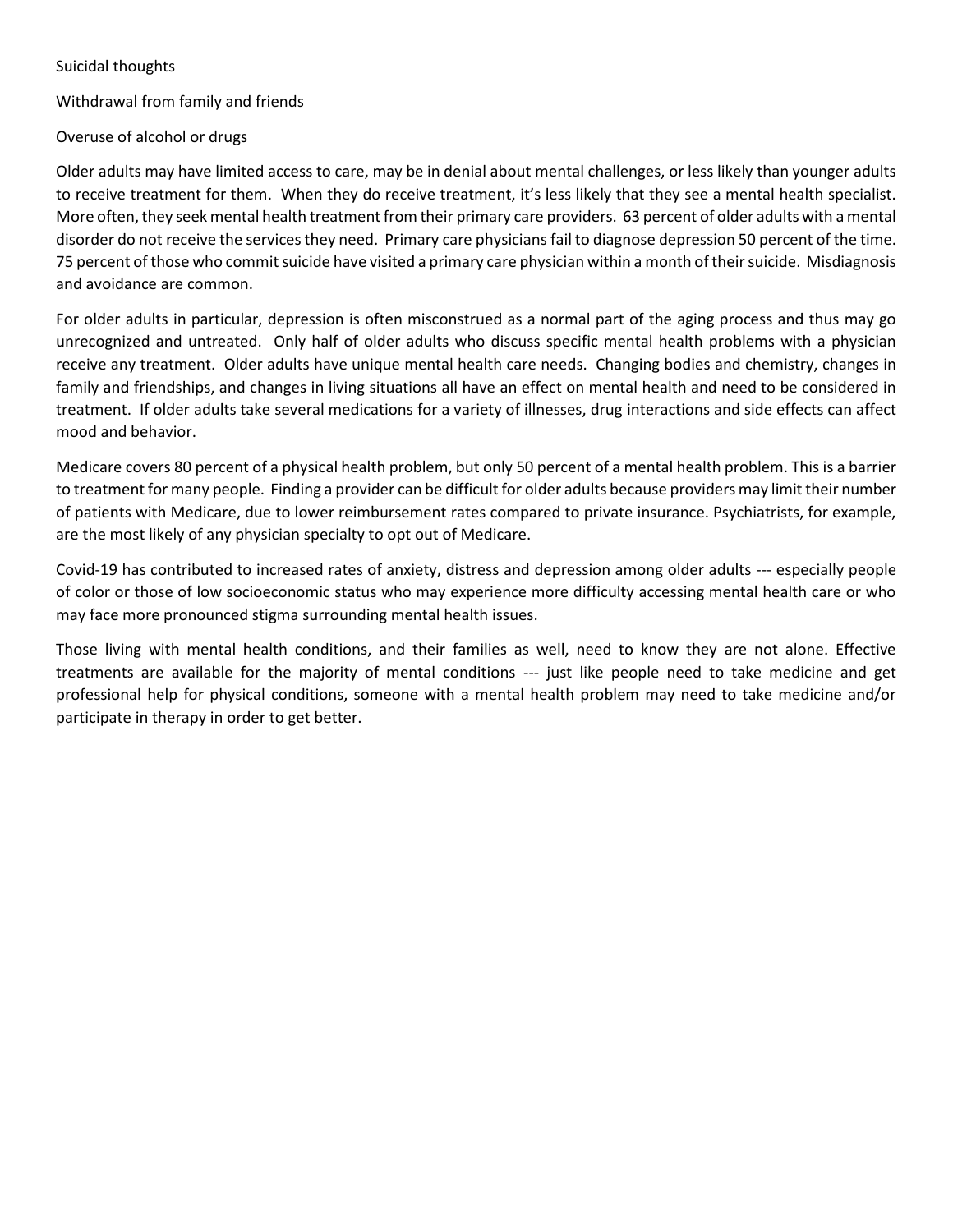Suicidal thoughts

Withdrawal from family and friends

Overuse of alcohol or drugs

Older adults may have limited access to care, may be in denial about mental challenges, or less likely than younger adults to receive treatment for them. When they do receive treatment, it's less likely that they see a mental health specialist. More often, they seek mental health treatment from their primary care providers. 63 percent of older adults with a mental disorder do not receive the services they need. Primary care physicians fail to diagnose depression 50 percent of the time. 75 percent of those who commit suicide have visited a primary care physician within a month of their suicide. Misdiagnosis and avoidance are common.

For older adults in particular, depression is often misconstrued as a normal part of the aging process and thus may go unrecognized and untreated. Only half of older adults who discuss specific mental health problems with a physician receive any treatment. Older adults have unique mental health care needs. Changing bodies and chemistry, changes in family and friendships, and changes in living situations all have an effect on mental health and need to be considered in treatment. If older adults take several medications for a variety of illnesses, drug interactions and side effects can affect mood and behavior.

Medicare covers 80 percent of a physical health problem, but only 50 percent of a mental health problem. This is a barrier to treatment for many people. Finding a provider can be difficult for older adults because providers may limit their number of patients with Medicare, due to lower reimbursement rates compared to private insurance. Psychiatrists, for example, are the most likely of any physician specialty to opt out of Medicare.

Covid-19 has contributed to increased rates of anxiety, distress and depression among older adults --- especially people of color or those of low socioeconomic status who may experience more difficulty accessing mental health care or who may face more pronounced stigma surrounding mental health issues.

Those living with mental health conditions, and their families as well, need to know they are not alone. Effective treatments are available for the majority of mental conditions --- just like people need to take medicine and get professional help for physical conditions, someone with a mental health problem may need to take medicine and/or participate in therapy in order to get better.